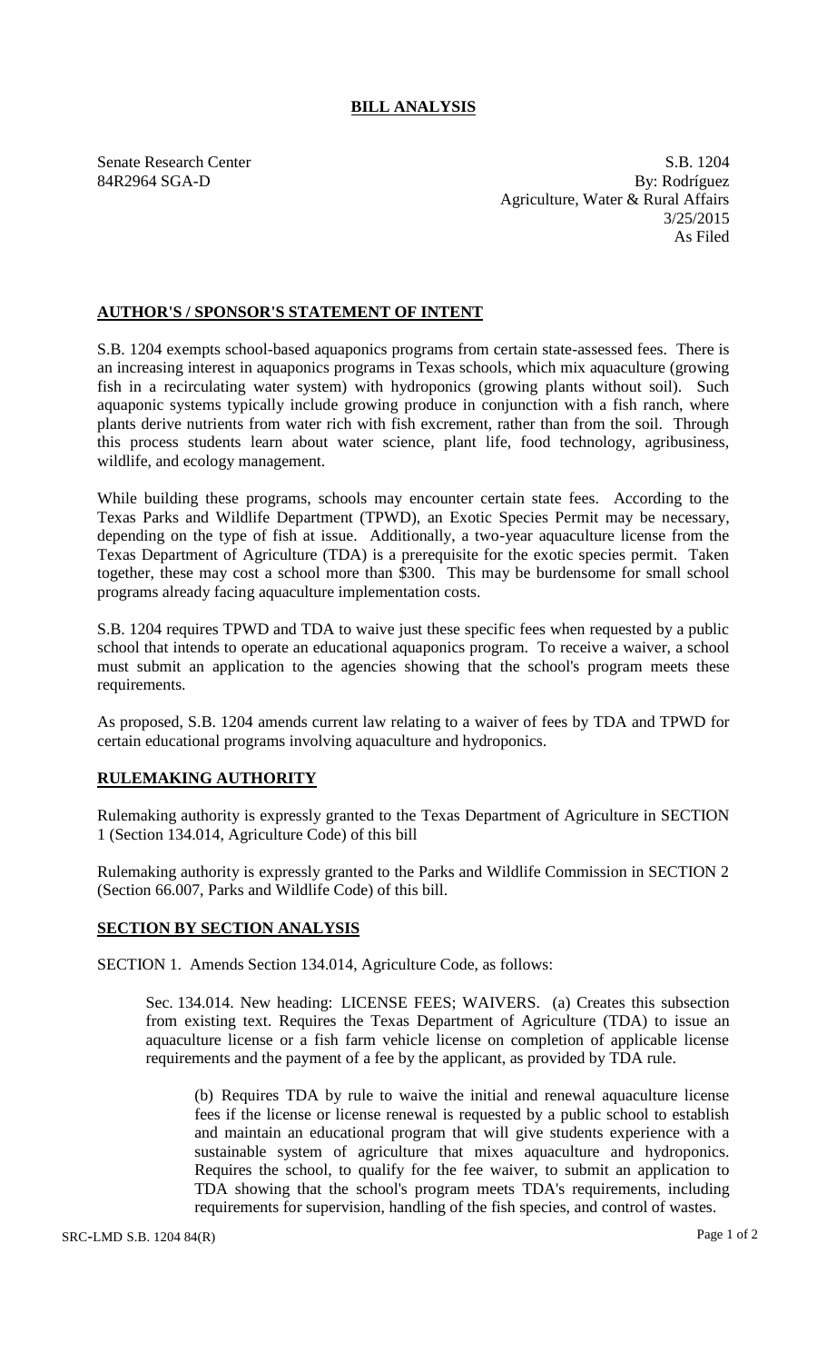# BILL ANALYSIS

Senate Research Center
84R2964 SGA-D

S.B. 1204
By: Rodríguez
Agriculture, Water & Rural Affairs
3/25/2015
As Filed

## AUTHOR'S / SPONSOR'S STATEMENT OF INTENT

S.B. 1204 exempts school-based aquaponics programs from certain state-assessed fees. There is an increasing interest in aquaponics programs in Texas schools, which mix aquaculture (growing fish in a recirculating water system) with hydroponics (growing plants without soil). Such aquaponic systems typically include growing produce in conjunction with a fish ranch, where plants derive nutrients from water rich with fish excrement, rather than from the soil. Through this process students learn about water science, plant life, food technology, agribusiness, wildlife, and ecology management.

While building these programs, schools may encounter certain state fees. According to the Texas Parks and Wildlife Department (TPWD), an Exotic Species Permit may be necessary, depending on the type of fish at issue. Additionally, a two-year aquaculture license from the Texas Department of Agriculture (TDA) is a prerequisite for the exotic species permit. Taken together, these may cost a school more than $300. This may be burdensome for small school programs already facing aquaculture implementation costs.

S.B. 1204 requires TPWD and TDA to waive just these specific fees when requested by a public school that intends to operate an educational aquaponics program. To receive a waiver, a school must submit an application to the agencies showing that the school's program meets these requirements.

As proposed, S.B. 1204 amends current law relating to a waiver of fees by TDA and TPWD for certain educational programs involving aquaculture and hydroponics.

## RULEMAKING AUTHORITY

Rulemaking authority is expressly granted to the Texas Department of Agriculture in SECTION 1 (Section 134.014, Agriculture Code) of this bill

Rulemaking authority is expressly granted to the Parks and Wildlife Commission in SECTION 2 (Section 66.007, Parks and Wildlife Code) of this bill.

## SECTION BY SECTION ANALYSIS

SECTION 1. Amends Section 134.014, Agriculture Code, as follows:

Sec. 134.014. New heading: LICENSE FEES; WAIVERS. (a) Creates this subsection from existing text. Requires the Texas Department of Agriculture (TDA) to issue an aquaculture license or a fish farm vehicle license on completion of applicable license requirements and the payment of a fee by the applicant, as provided by TDA rule.

(b) Requires TDA by rule to waive the initial and renewal aquaculture license fees if the license or license renewal is requested by a public school to establish and maintain an educational program that will give students experience with a sustainable system of agriculture that mixes aquaculture and hydroponics. Requires the school, to qualify for the fee waiver, to submit an application to TDA showing that the school's program meets TDA's requirements, including requirements for supervision, handling of the fish species, and control of wastes.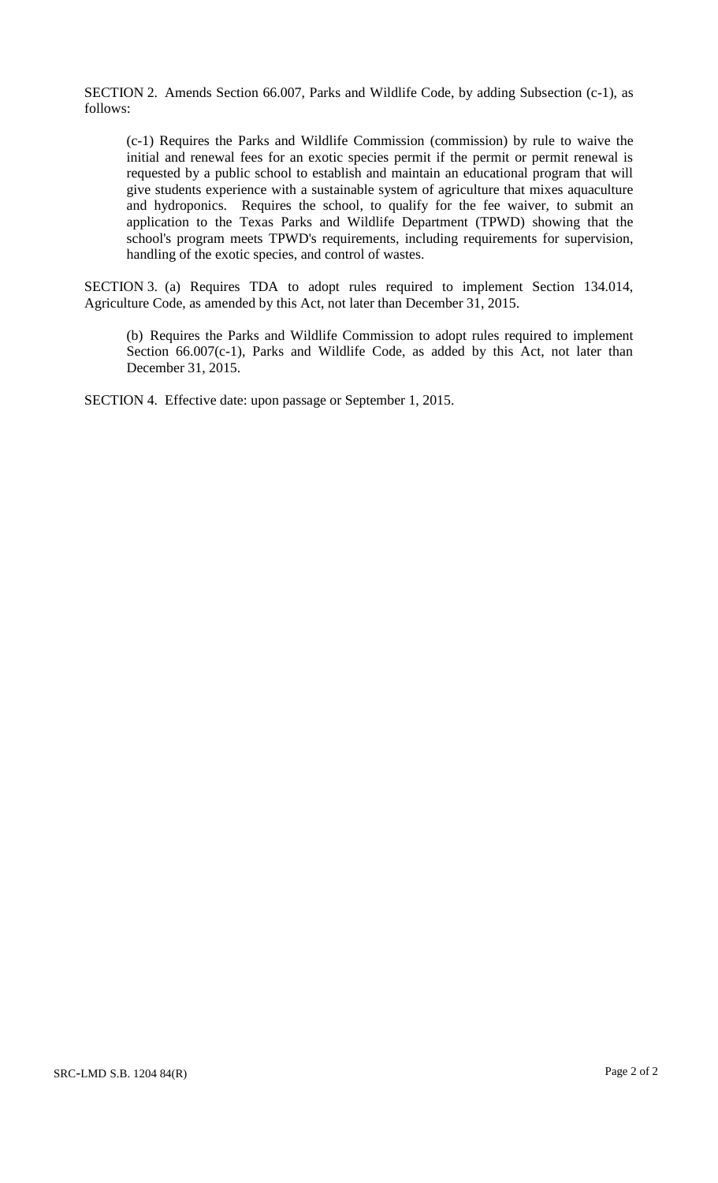SECTION 2. Amends Section 66.007, Parks and Wildlife Code, by adding Subsection (c-1), as follows:

> (c-1) Requires the Parks and Wildlife Commission (commission) by rule to waive the initial and renewal fees for an exotic species permit if the permit or permit renewal is requested by a public school to establish and maintain an educational program that will give students experience with a sustainable system of agriculture that mixes aquaculture and hydroponics. Requires the school, to qualify for the fee waiver, to submit an application to the Texas Parks and Wildlife Department (TPWD) showing that the school's program meets TPWD's requirements, including requirements for supervision, handling of the exotic species, and control of wastes.

SECTION 3. (a) Requires TDA to adopt rules required to implement Section 134.014, Agriculture Code, as amended by this Act, not later than December 31, 2015.

> (b) Requires the Parks and Wildlife Commission to adopt rules required to implement Section 66.007(c-1), Parks and Wildlife Code, as added by this Act, not later than December 31, 2015.

SECTION 4. Effective date: upon passage or September 1, 2015.